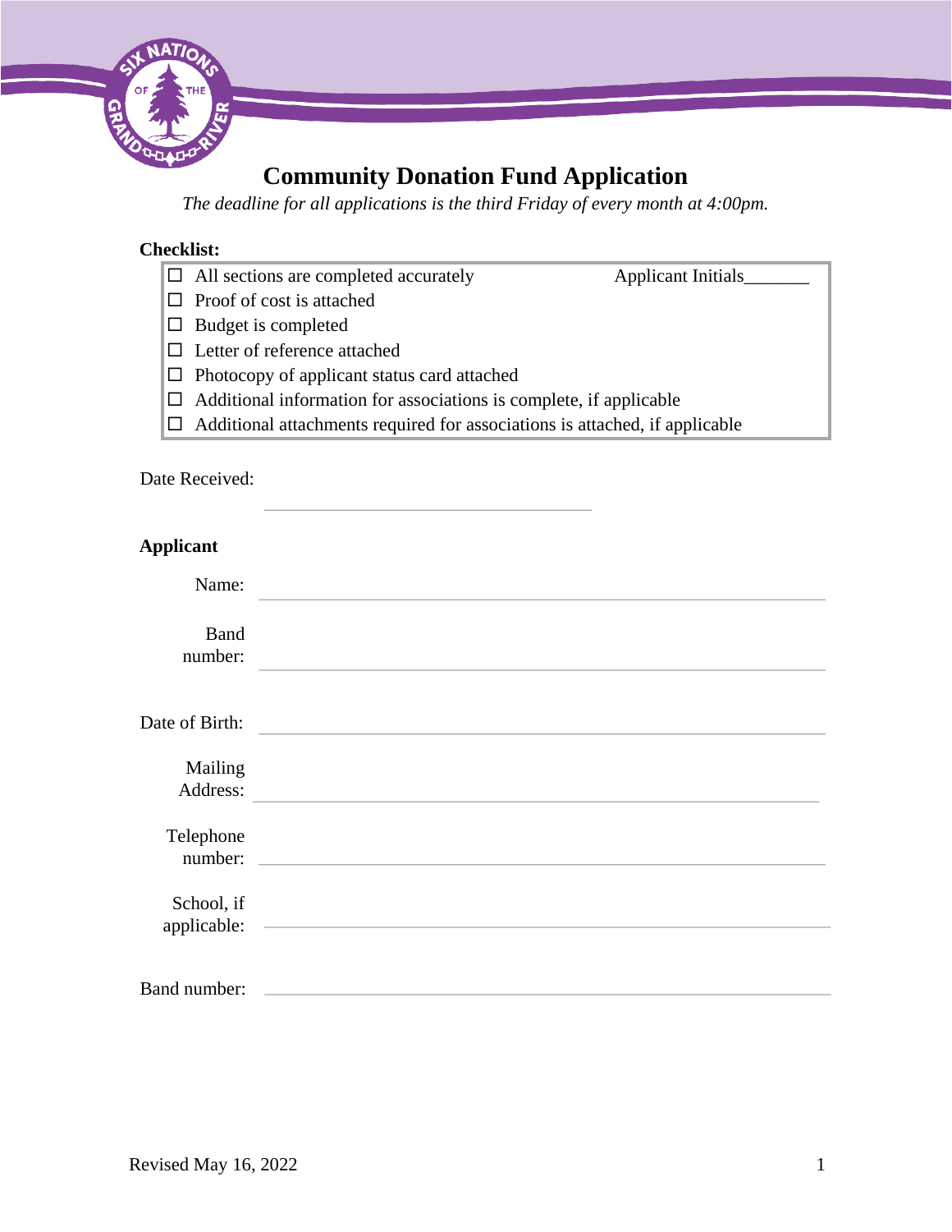# Community Donation Fund Application

*The deadline for all applications is the third Friday of every month at 4:00pm.*

**Checklist:**

- ☐ All sections are completed accurately — Applicant Initials_______
- ☐ Proof of cost is attached
- ☐ Budget is completed
- ☐ Letter of reference attached
- ☐ Photocopy of applicant status card attached
- ☐ Additional information for associations is complete, if applicable
- ☐ Additional attachments required for associations is attached, if applicable

Date Received: ______________________

**Applicant**

Name: ______________________

Band number: ______________________

Date of Birth: ______________________

Mailing Address: ______________________

Telephone number: ______________________

School, if applicable: ______________________

Band number: ______________________

Revised May 16, 2022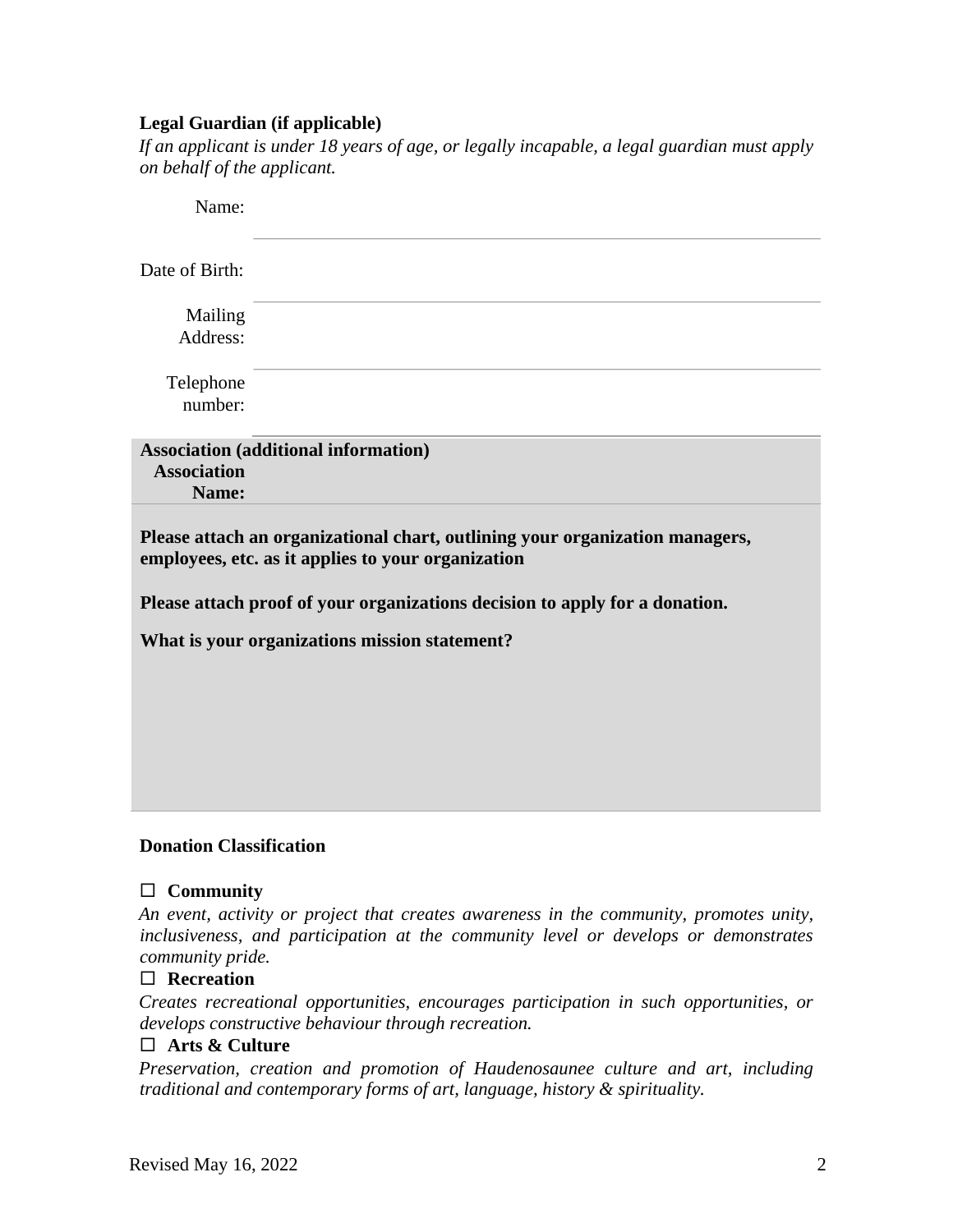**Legal Guardian (if applicable)**

*If an applicant is under 18 years of age, or legally incapable, a legal guardian must apply on behalf of the applicant.*

| | |
|---|---|
| Name: | |
| Date of Birth: | |
| Mailing Address: | |
| Telephone number: | |

**Association (additional information)**

| | |
|---|---|
| **Association Name:** | |

**Please attach an organizational chart, outlining your organization managers, employees, etc. as it applies to your organization**

**Please attach proof of your organizations decision to apply for a donation.**

**What is your organizations mission statement?**

**Donation Classification**

☐ **Community**

*An event, activity or project that creates awareness in the community, promotes unity, inclusiveness, and participation at the community level or develops or demonstrates community pride.*

☐ **Recreation**

*Creates recreational opportunities, encourages participation in such opportunities, or develops constructive behaviour through recreation.*

☐ **Arts & Culture**

*Preservation, creation and promotion of Haudenosaunee culture and art, including traditional and contemporary forms of art, language, history & spirituality.*

Revised May 16, 2022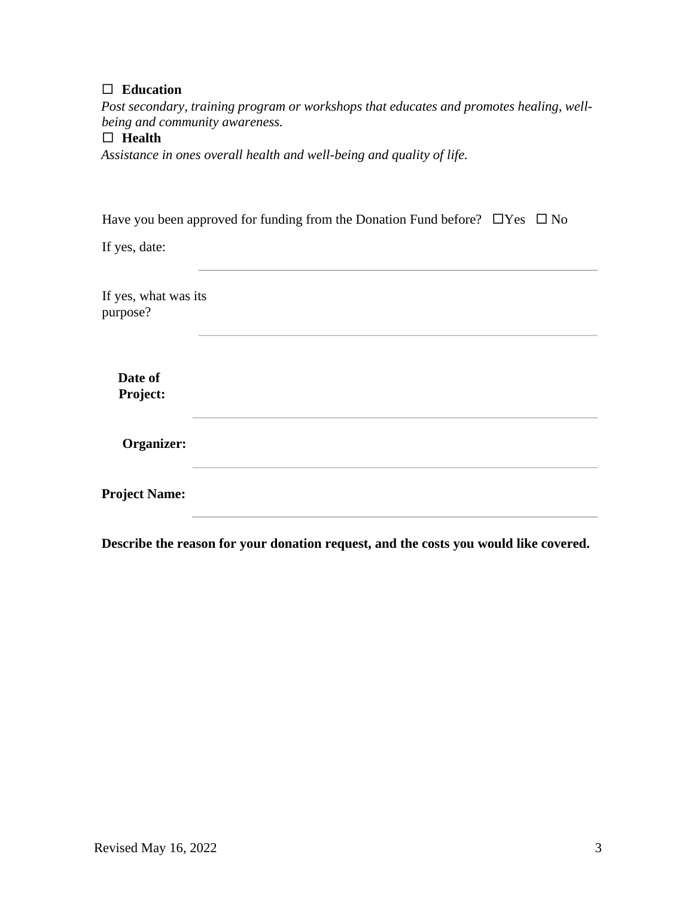☐ **Education**

*Post secondary, training program or workshops that educates and promotes healing, well-being and community awareness.*

☐ **Health**

*Assistance in ones overall health and well-being and quality of life.*

Have you been approved for funding from the Donation Fund before? ☐Yes ☐ No

If yes, date: ______________________________

If yes, what was its purpose? ______________________________

**Date of Project:** ______________________________

**Organizer:** ______________________________

**Project Name:** ______________________________

**Describe the reason for your donation request, and the costs you would like covered.**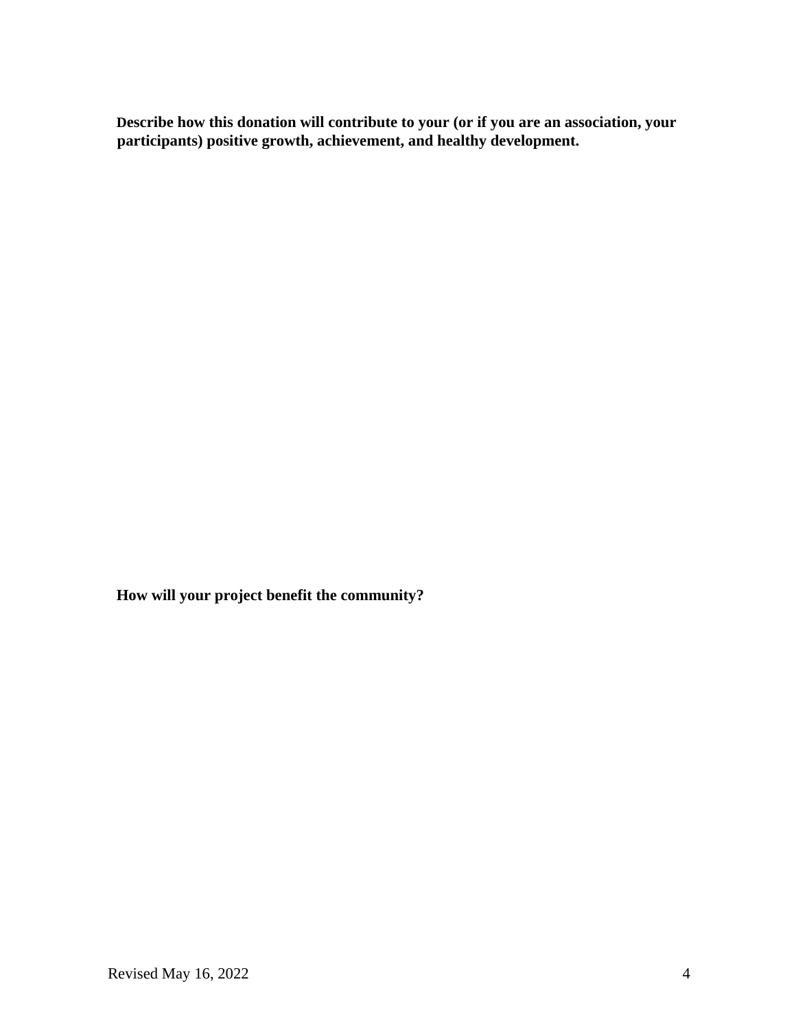**Describe how this donation will contribute to your (or if you are an association, your participants) positive growth, achievement, and healthy development.**

**How will your project benefit the community?**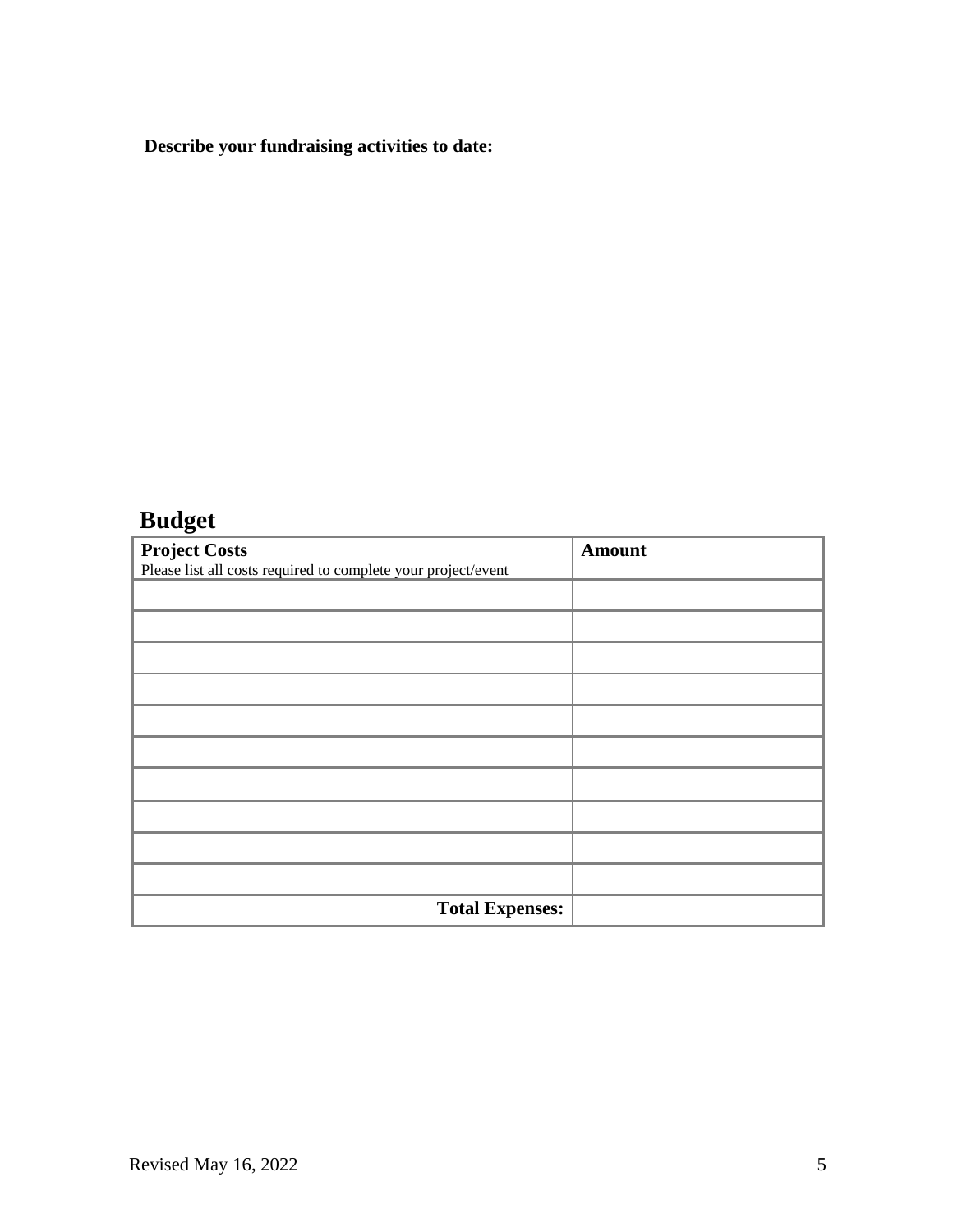**Describe your fundraising activities to date:**

## Budget

| **Project Costs**<br>Please list all costs required to complete your project/event | **Amount** |
| --- | --- |
| | |
| | |
| | |
| | |
| | |
| | |
| | |
| | |
| | |
| | |
| **Total Expenses:** | |

Revised May 16, 2022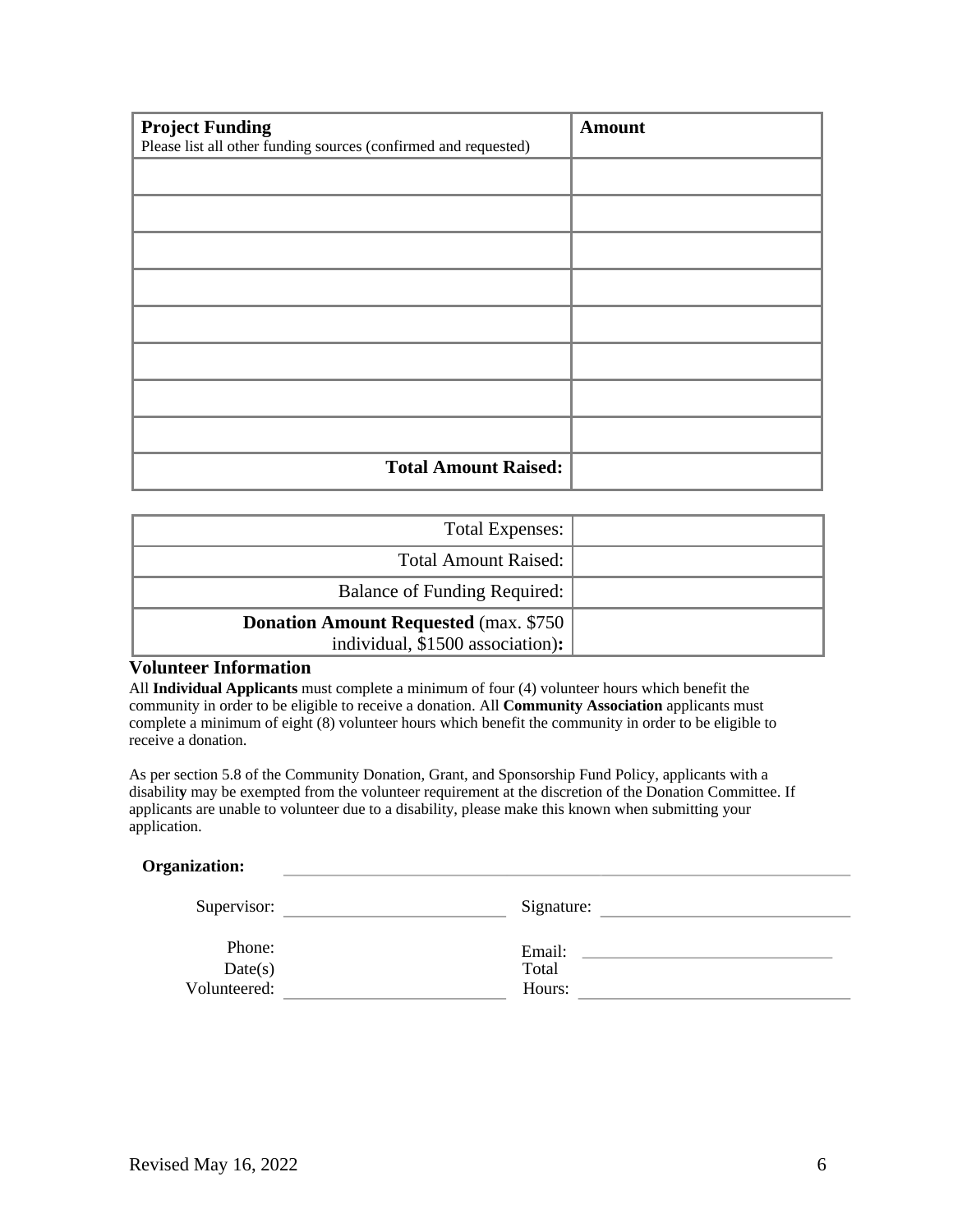| **Project Funding**<br>Please list all other funding sources (confirmed and requested) | **Amount** |
|---|---|
| | |
| | |
| | |
| | |
| | |
| | |
| | |
| | |
| **Total Amount Raised:** | |

| | |
|---|---|
| Total Expenses: | |
| Total Amount Raised: | |
| Balance of Funding Required: | |
| **Donation Amount Requested** (max. $750 individual, $1500 association)**:** | |

### Volunteer Information

All **Individual Applicants** must complete a minimum of four (4) volunteer hours which benefit the community in order to be eligible to receive a donation. All **Community Association** applicants must complete a minimum of eight (8) volunteer hours which benefit the community in order to be eligible to receive a donation.

As per section 5.8 of the Community Donation, Grant, and Sponsorship Fund Policy, applicants with a disability may be exempted from the volunteer requirement at the discretion of the Donation Committee. If applicants are unable to volunteer due to a disability, please make this known when submitting your application.

**Organization:** ______________________________

Supervisor: ____________________ Signature: ____________________

Phone: ____________________ Email: ____________________

Date(s) Volunteered: ____________________ Total Hours: ____________________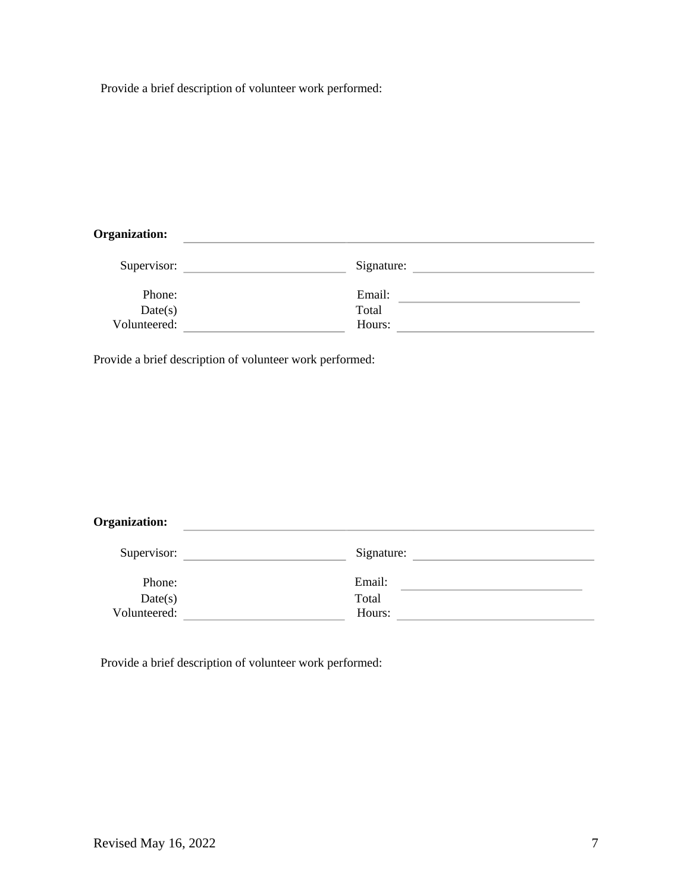Provide a brief description of volunteer work performed:

**Organization:** \_\_\_\_\_\_\_\_\_\_\_\_\_\_\_\_\_\_\_\_\_\_\_\_\_\_\_\_\_\_\_\_\_\_\_\_\_\_\_\_

Supervisor: \_\_\_\_\_\_\_\_\_\_\_\_\_\_\_\_\_\_\_\_ Signature: \_\_\_\_\_\_\_\_\_\_\_\_\_\_\_\_\_\_\_\_

Phone: Email: \_\_\_\_\_\_\_\_\_\_\_\_\_\_\_\_\_\_\_\_

Date(s) Volunteered: \_\_\_\_\_\_\_\_\_\_\_\_\_\_\_\_\_\_\_\_ Total Hours: \_\_\_\_\_\_\_\_\_\_\_\_\_\_\_\_\_\_\_\_

Provide a brief description of volunteer work performed:

**Organization:** \_\_\_\_\_\_\_\_\_\_\_\_\_\_\_\_\_\_\_\_\_\_\_\_\_\_\_\_\_\_\_\_\_\_\_\_\_\_\_\_

Supervisor: \_\_\_\_\_\_\_\_\_\_\_\_\_\_\_\_\_\_\_\_ Signature: \_\_\_\_\_\_\_\_\_\_\_\_\_\_\_\_\_\_\_\_

Phone: Email: \_\_\_\_\_\_\_\_\_\_\_\_\_\_\_\_\_\_\_\_

Date(s) Volunteered: \_\_\_\_\_\_\_\_\_\_\_\_\_\_\_\_\_\_\_\_ Total Hours: \_\_\_\_\_\_\_\_\_\_\_\_\_\_\_\_\_\_\_\_

Provide a brief description of volunteer work performed:

Revised May 16, 2022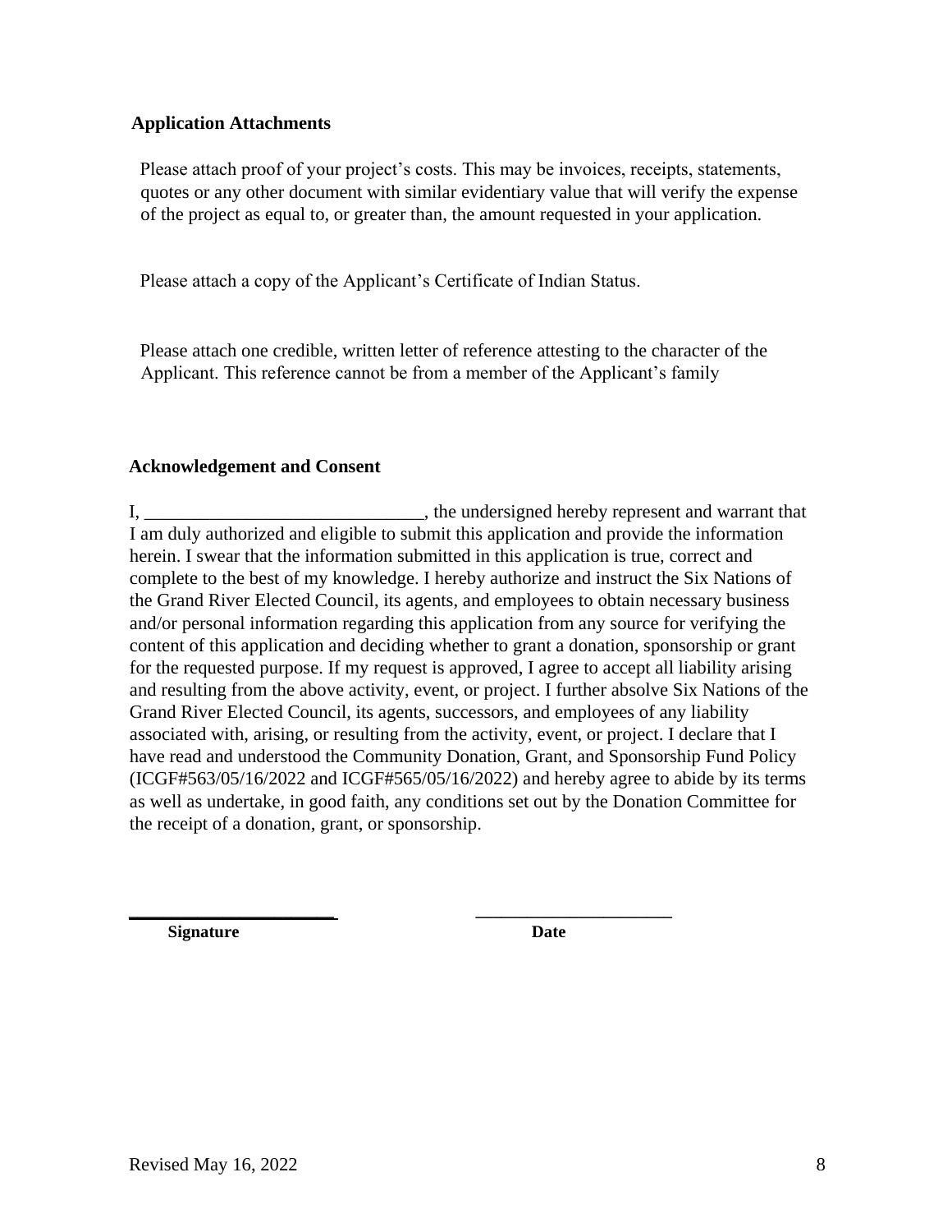## Application Attachments

Please attach proof of your project's costs. This may be invoices, receipts, statements, quotes or any other document with similar evidentiary value that will verify the expense of the project as equal to, or greater than, the amount requested in your application.

Please attach a copy of the Applicant's Certificate of Indian Status.

Please attach one credible, written letter of reference attesting to the character of the Applicant. This reference cannot be from a member of the Applicant's family

## Acknowledgement and Consent

I, ______________________________, the undersigned hereby represent and warrant that I am duly authorized and eligible to submit this application and provide the information herein. I swear that the information submitted in this application is true, correct and complete to the best of my knowledge. I hereby authorize and instruct the Six Nations of the Grand River Elected Council, its agents, and employees to obtain necessary business and/or personal information regarding this application from any source for verifying the content of this application and deciding whether to grant a donation, sponsorship or grant for the requested purpose. If my request is approved, I agree to accept all liability arising and resulting from the above activity, event, or project. I further absolve Six Nations of the Grand River Elected Council, its agents, successors, and employees of any liability associated with, arising, or resulting from the activity, event, or project. I declare that I have read and understood the Community Donation, Grant, and Sponsorship Fund Policy (ICGF#563/05/16/2022 and ICGF#565/05/16/2022) and hereby agree to abide by its terms as well as undertake, in good faith, any conditions set out by the Donation Committee for the receipt of a donation, grant, or sponsorship.

______________________ ______________________

**Signature** **Date**

Revised May 16, 2022